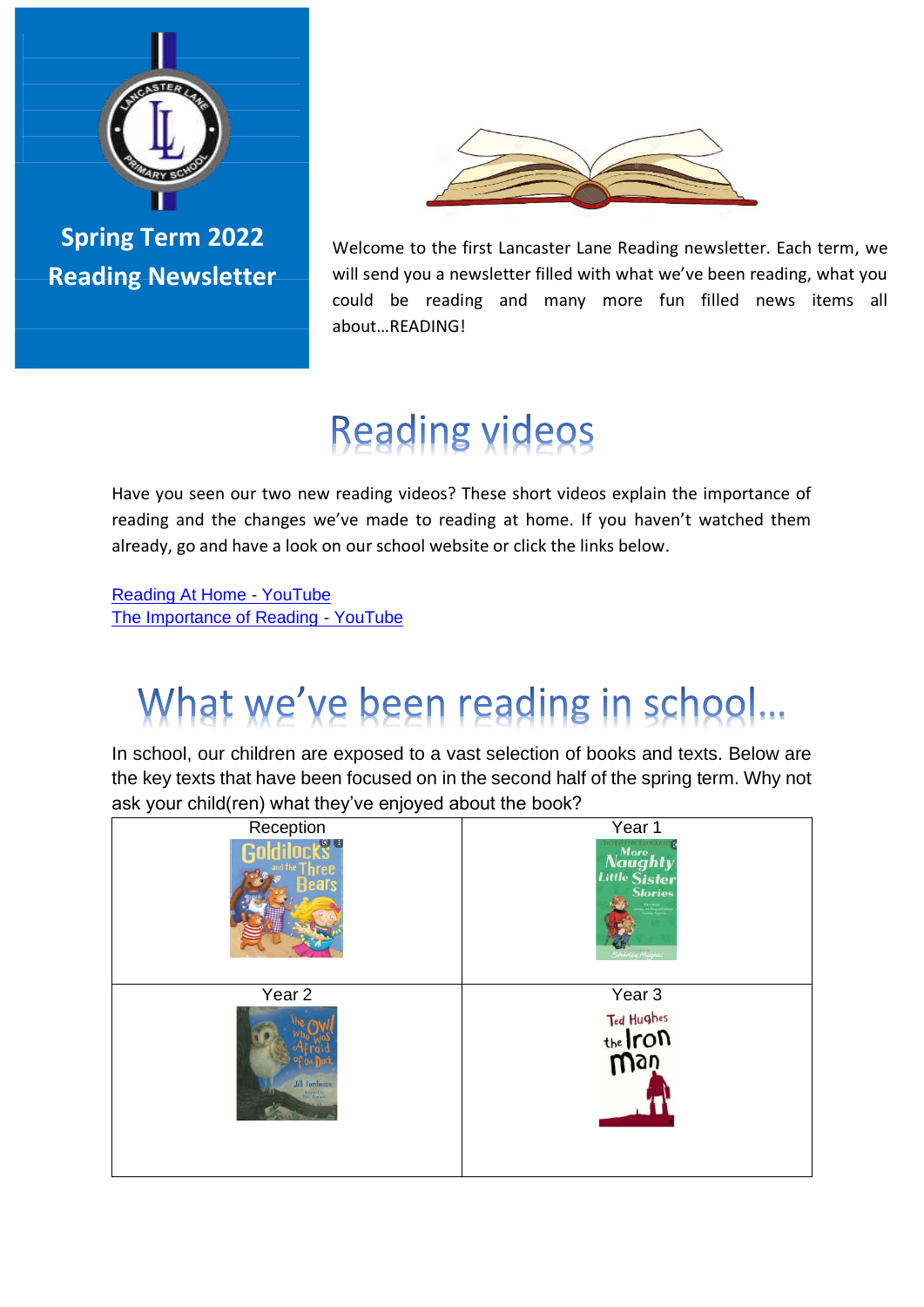# Spring Term 2022 Reading Newsletter

Welcome to the first Lancaster Lane Reading newsletter. Each term, we will send you a newsletter filled with what we've been reading, what you could be reading and many more fun filled news items all about…READING!

## Reading videos

Have you seen our two new reading videos? These short videos explain the importance of reading and the changes we've made to reading at home. If you haven't watched them already, go and have a look on our school website or click the links below.

[Reading At Home - YouTube]
[The Importance of Reading - YouTube]

## What we've been reading in school…

In school, our children are exposed to a vast selection of books and texts. Below are the key texts that have been focused on in the second half of the spring term. Why not ask your child(ren) what they've enjoyed about the book?

| Reception | Year 1 |
|---|---|
| Goldilocks and the Three Bears | More Naughty Little Sister Stories |
| **Year 2** | **Year 3** |
| The Owl Who Was Afraid of the Dark – Jill Tomlinson | Ted Hughes – the Iron Man |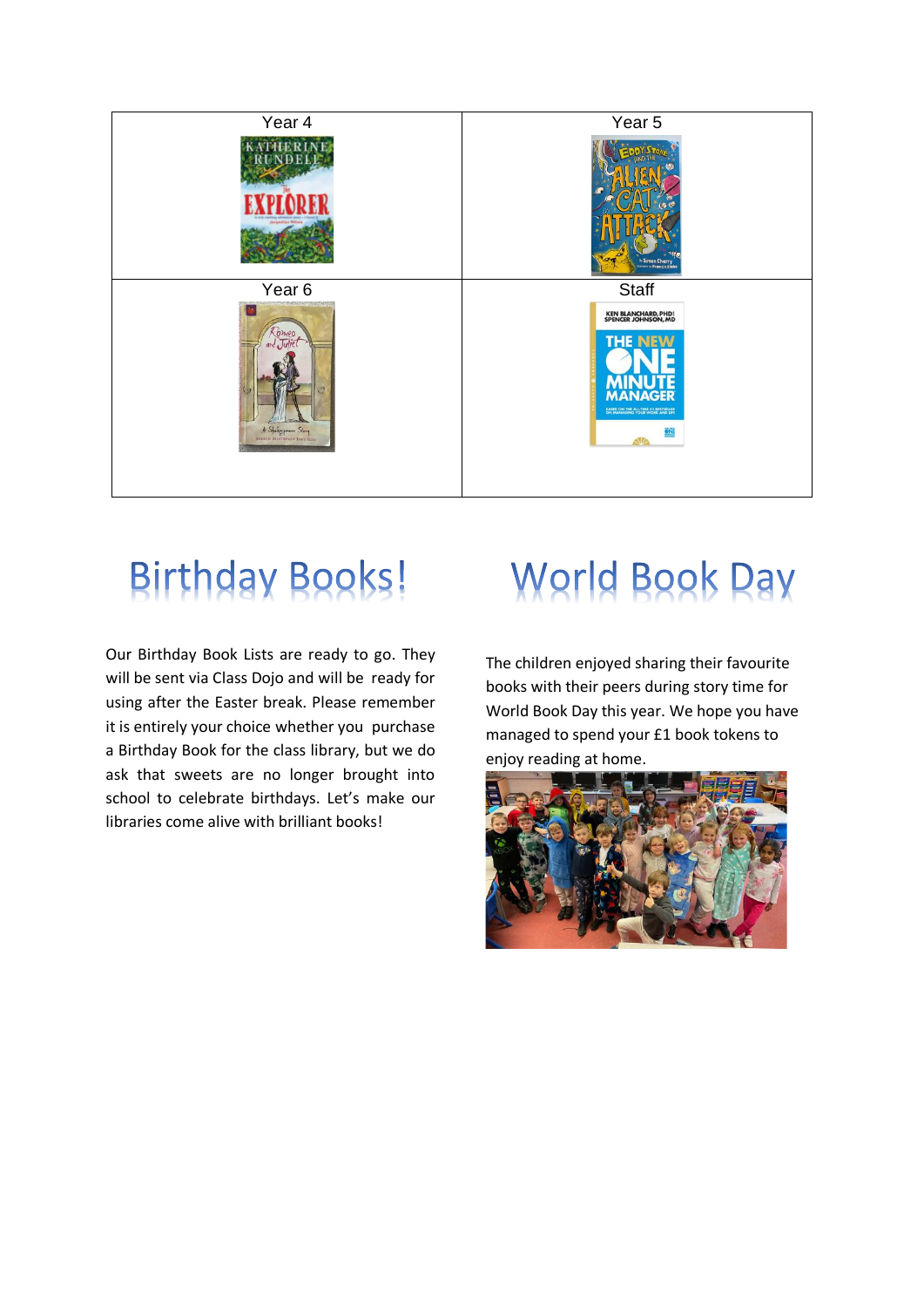| Year 4 | Year 5 |
| --- | --- |
| Year 6 | Staff |

# Birthday Books!

Our Birthday Book Lists are ready to go. They will be sent via Class Dojo and will be ready for using after the Easter break. Please remember it is entirely your choice whether you purchase a Birthday Book for the class library, but we do ask that sweets are no longer brought into school to celebrate birthdays. Let's make our libraries come alive with brilliant books!

# World Book Day

The children enjoyed sharing their favourite books with their peers during story time for World Book Day this year. We hope you have managed to spend your £1 book tokens to enjoy reading at home.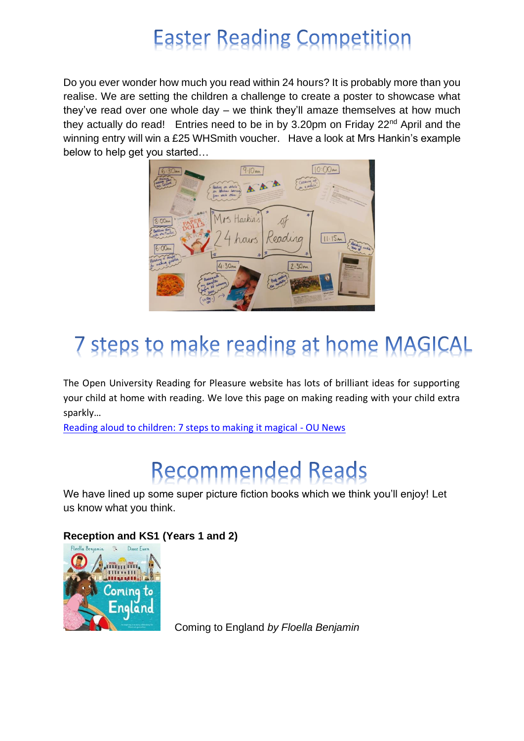# Easter Reading Competition

Do you ever wonder how much you read within 24 hours? It is probably more than you realise. We are setting the children a challenge to create a poster to showcase what they've read over one whole day – we think they'll amaze themselves at how much they actually do read! Entries need to be in by 3.20pm on Friday 22nd April and the winning entry will win a £25 WHSmith voucher. Have a look at Mrs Hankin's example below to help get you started…

# 7 steps to make reading at home MAGICAL

The Open University Reading for Pleasure website has lots of brilliant ideas for supporting your child at home with reading. We love this page on making reading with your child extra sparkly…

[Reading aloud to children: 7 steps to making it magical - OU News]()

# Recommended Reads

We have lined up some super picture fiction books which we think you'll enjoy! Let us know what you think.

**Reception and KS1 (Years 1 and 2)**

Coming to England *by Floella Benjamin*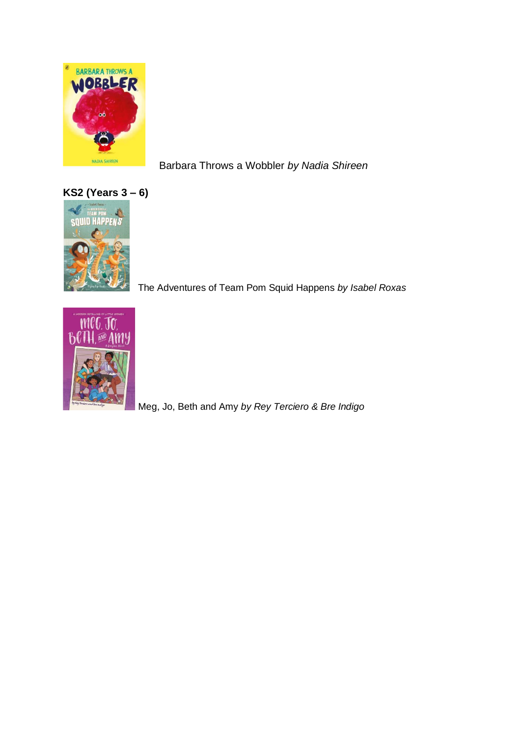Barbara Throws a Wobbler *by Nadia Shireen*

**KS2 (Years 3 – 6)**

The Adventures of Team Pom Squid Happens *by Isabel Roxas*

Meg, Jo, Beth and Amy *by Rey Terciero & Bre Indigo*